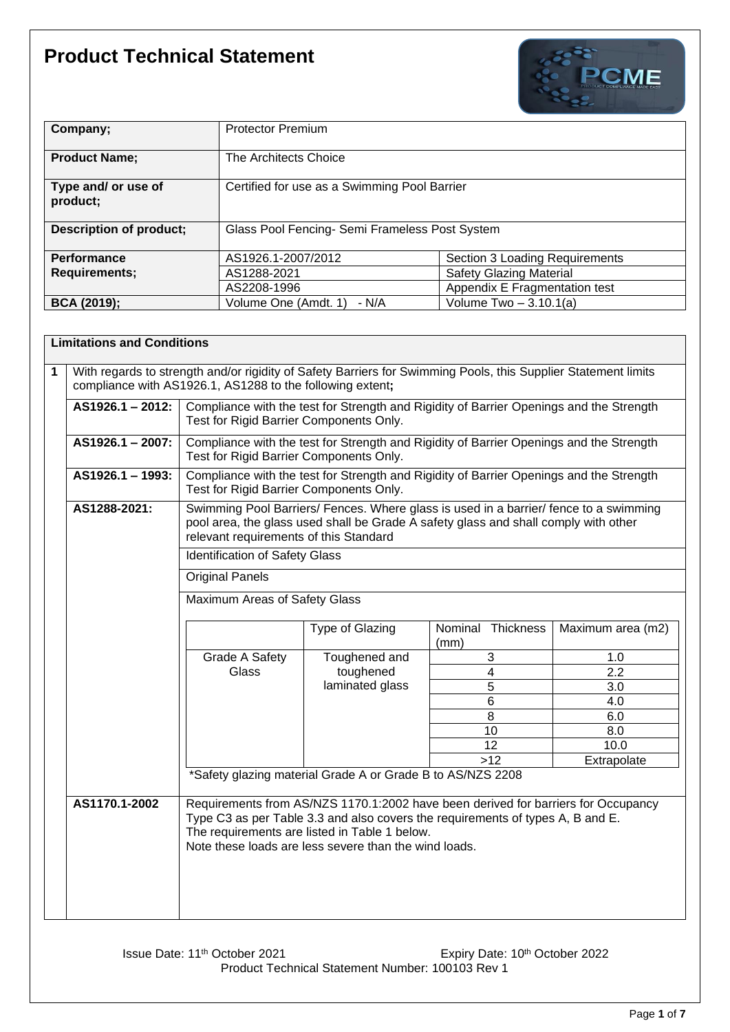# Product Technical Statement

| Company; | Protector Premium | |
|---|---|---|
| Product Name; | The Architects Choice | |
| Type and/ or use of product; | Certified for use as a Swimming Pool Barrier | |
| Description of product; | Glass Pool Fencing- Semi Frameless Post System | |
| Performance Requirements; | AS1926.1-2007/2012 | Section 3 Loading Requirements |
| | AS1288-2021 | Safety Glazing Material |
| | AS2208-1996 | Appendix E Fragmentation test |
| BCA (2019); | Volume One (Amdt. 1) - N/A | Volume Two – 3.10.1(a) |

## Limitations and Conditions

**1** With regards to strength and/or rigidity of Safety Barriers for Swimming Pools, this Supplier Statement limits compliance with AS1926.1, AS1288 to the following extent**;**

| Standard | Extent |
|---|---|
| **AS1926.1 – 2012:** | Compliance with the test for Strength and Rigidity of Barrier Openings and the Strength Test for Rigid Barrier Components Only. |
| **AS1926.1 – 2007:** | Compliance with the test for Strength and Rigidity of Barrier Openings and the Strength Test for Rigid Barrier Components Only. |
| **AS1926.1 – 1993:** | Compliance with the test for Strength and Rigidity of Barrier Openings and the Strength Test for Rigid Barrier Components Only. |
| **AS1288-2021:** | Swimming Pool Barriers/ Fences. Where glass is used in a barrier/ fence to a swimming pool area, the glass used shall be Grade A safety glass and shall comply with other relevant requirements of this Standard |
| | Identification of Safety Glass |
| | Original Panels |
| | Maximum Areas of Safety Glass |

| | Type of Glazing | Nominal Thickness (mm) | Maximum area (m2) |
|---|---|---|---|
| Grade A Safety Glass | Toughened and toughened laminated glass | 3 | 1.0 |
| | | 4 | 2.2 |
| | | 5 | 3.0 |
| | | 6 | 4.0 |
| | | 8 | 6.0 |
| | | 10 | 8.0 |
| | | 12 | 10.0 |
| | | >12 | Extrapolate |

*Safety glazing material Grade A or Grade B to AS/NZS 2208

**AS1170.1-2002**

Requirements from AS/NZS 1170.1:2002 have been derived for barriers for Occupancy Type C3 as per Table 3.3 and also covers the requirements of types A, B and E.
The requirements are listed in Table 1 below.
Note these loads are less severe than the wind loads.

Issue Date: 11th October 2021 Expiry Date: 10th October 2022
Product Technical Statement Number: 100103 Rev 1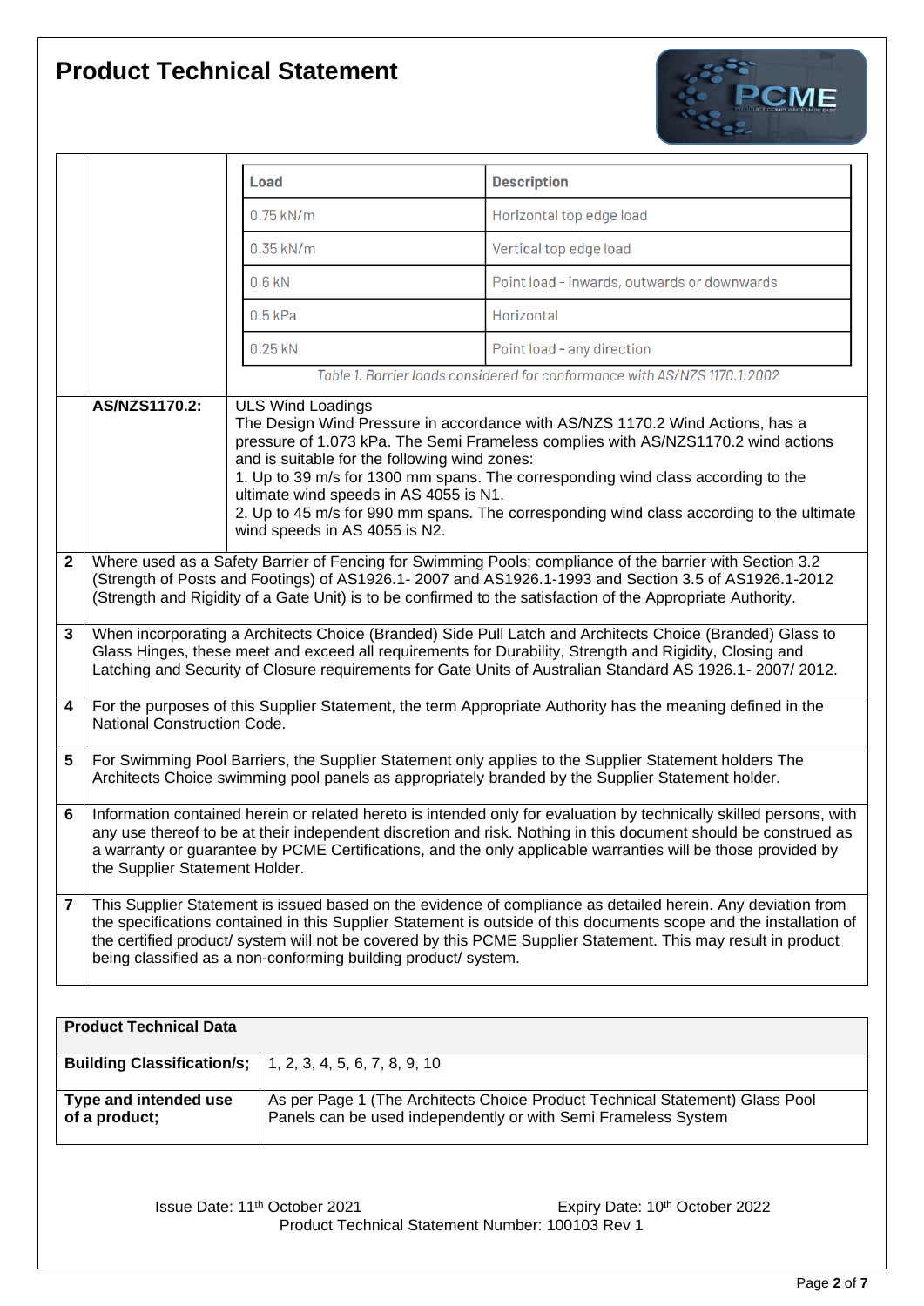# Product Technical Statement

| | | |
|---|---|---|
| | | **Load** / **Description**: 0.75 kN/m – Horizontal top edge load; 0.35 kN/m – Vertical top edge load; 0.6 kN – Point load - inwards, outwards or downwards; 0.5 kPa – Horizontal; 0.25 kN – Point load - any direction |

| Load | Description |
|---|---|
| 0.75 kN/m | Horizontal top edge load |
| 0.35 kN/m | Vertical top edge load |
| 0.6 kN | Point load - inwards, outwards or downwards |
| 0.5 kPa | Horizontal |
| 0.25 kN | Point load - any direction |

*Table 1. Barrier loads considered for conformance with AS/NZS 1170.1:2002*

| | | |
|---|---|---|
| | **AS/NZS1170.2:** | ULS Wind Loadings<br>The Design Wind Pressure in accordance with AS/NZS 1170.2 Wind Actions, has a pressure of 1.073 kPa. The Semi Frameless complies with AS/NZS1170.2 wind actions and is suitable for the following wind zones:<br>1. Up to 39 m/s for 1300 mm spans. The corresponding wind class according to the ultimate wind speeds in AS 4055 is N1.<br>2. Up to 45 m/s for 990 mm spans. The corresponding wind class according to the ultimate wind speeds in AS 4055 is N2. |
| **2** | Where used as a Safety Barrier of Fencing for Swimming Pools; compliance of the barrier with Section 3.2 (Strength of Posts and Footings) of AS1926.1- 2007 and AS1926.1-1993 and Section 3.5 of AS1926.1-2012 (Strength and Rigidity of a Gate Unit) is to be confirmed to the satisfaction of the Appropriate Authority. | |
| **3** | When incorporating a Architects Choice (Branded) Side Pull Latch and Architects Choice (Branded) Glass to Glass Hinges, these meet and exceed all requirements for Durability, Strength and Rigidity, Closing and Latching and Security of Closure requirements for Gate Units of Australian Standard AS 1926.1- 2007/ 2012. | |
| **4** | For the purposes of this Supplier Statement, the term Appropriate Authority has the meaning defined in the National Construction Code. | |
| **5** | For Swimming Pool Barriers, the Supplier Statement only applies to the Supplier Statement holders The Architects Choice swimming pool panels as appropriately branded by the Supplier Statement holder. | |
| **6** | Information contained herein or related hereto is intended only for evaluation by technically skilled persons, with any use thereof to be at their independent discretion and risk. Nothing in this document should be construed as a warranty or guarantee by PCME Certifications, and the only applicable warranties will be those provided by the Supplier Statement Holder. | |
| **7** | This Supplier Statement is issued based on the evidence of compliance as detailed herein. Any deviation from the specifications contained in this Supplier Statement is outside of this documents scope and the installation of the certified product/ system will not be covered by this PCME Supplier Statement. This may result in product being classified as a non-conforming building product/ system. | |

| **Product Technical Data** | |
|---|---|
| **Building Classification/s;** | 1, 2, 3, 4, 5, 6, 7, 8, 9, 10 |
| **Type and intended use of a product;** | As per Page 1 (The Architects Choice Product Technical Statement) Glass Pool Panels can be used independently or with Semi Frameless System |

Issue Date: 11th October 2021 Expiry Date: 10th October 2022

Product Technical Statement Number: 100103 Rev 1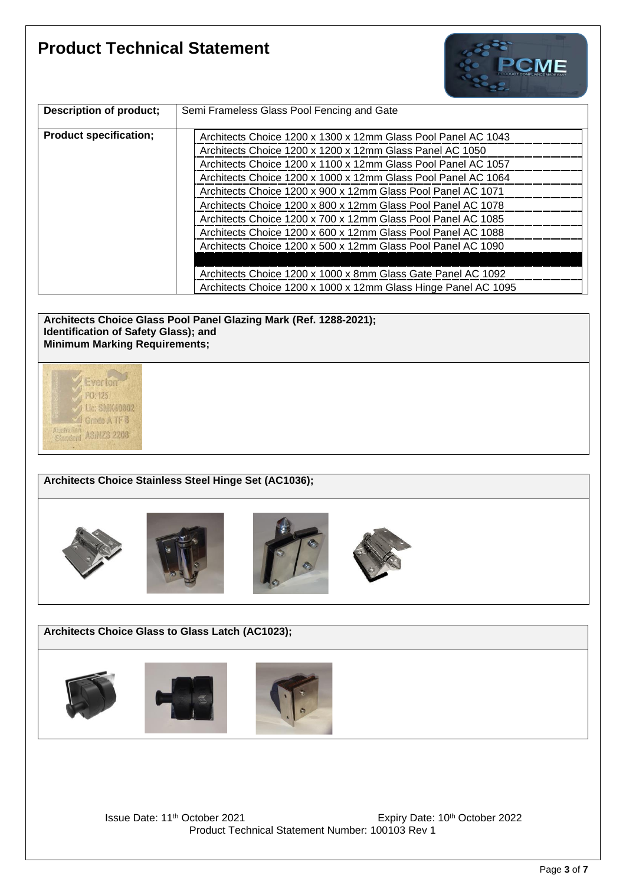# Product Technical Statement

| Description of product; | Semi Frameless Glass Pool Fencing and Gate |
|---|---|
| **Product specification;** | Architects Choice 1200 x 1300 x 12mm Glass Pool Panel AC 1043<br>Architects Choice 1200 x 1200 x 12mm Glass Panel AC 1050<br>Architects Choice 1200 x 1100 x 12mm Glass Pool Panel AC 1057<br>Architects Choice 1200 x 1000 x 12mm Glass Pool Panel AC 1064<br>Architects Choice 1200 x 900 x 12mm Glass Pool Panel AC 1071<br>Architects Choice 1200 x 800 x 12mm Glass Pool Panel AC 1078<br>Architects Choice 1200 x 700 x 12mm Glass Pool Panel AC 1085<br>Architects Choice 1200 x 600 x 12mm Glass Pool Panel AC 1088<br>Architects Choice 1200 x 500 x 12mm Glass Pool Panel AC 1090<br>Architects Choice 1200 x 1000 x 8mm Glass Gate Panel AC 1092<br>Architects Choice 1200 x 1000 x 12mm Glass Hinge Panel AC 1095 |

**Architects Choice Glass Pool Panel Glazing Mark (Ref. 1288-2021);**
**Identification of Safety Glass); and**
**Minimum Marking Requirements;**

Everton
PO: 125
Lic: SMK40802
Grade A TF 8
Australian Standard AS/NZS 2208

**Architects Choice Stainless Steel Hinge Set (AC1036);**

**Architects Choice Glass to Glass Latch (AC1023);**

Issue Date: 11th October 2021 Expiry Date: 10th October 2022
Product Technical Statement Number: 100103 Rev 1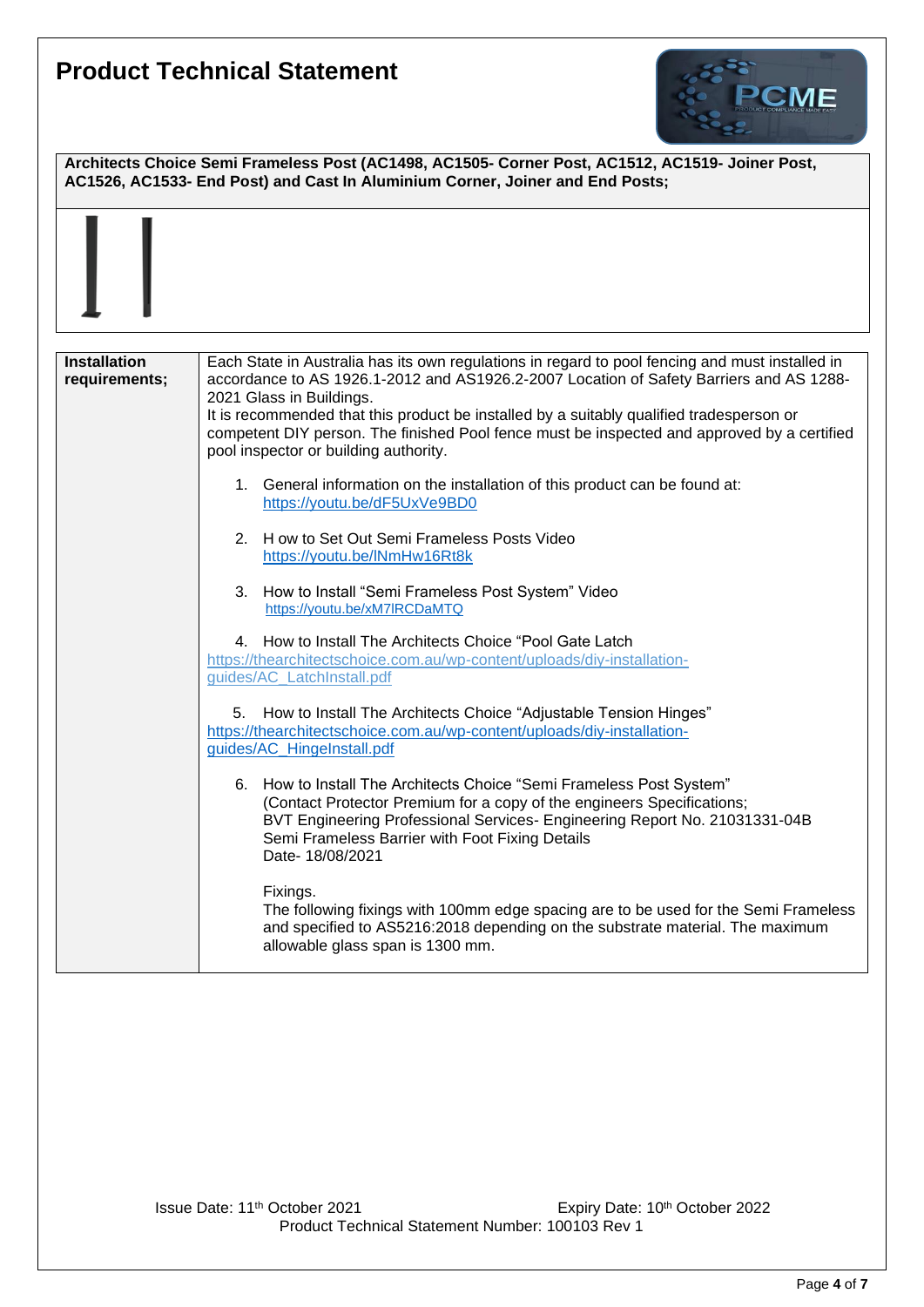# Product Technical Statement

**Architects Choice Semi Frameless Post (AC1498, AC1505- Corner Post, AC1512, AC1519- Joiner Post, AC1526, AC1533- End Post) and Cast In Aluminium Corner, Joiner and End Posts;**

| **Installation requirements;** | Each State in Australia has its own regulations in regard to pool fencing and must installed in accordance to AS 1926.1-2012 and AS1926.2-2007 Location of Safety Barriers and AS 1288-2021 Glass in Buildings.<br>It is recommended that this product be installed by a suitably qualified tradesperson or competent DIY person. The finished Pool fence must be inspected and approved by a certified pool inspector or building authority.<br><br>1. General information on the installation of this product can be found at: https://youtu.be/dF5UxVe9BD0<br><br>2. H ow to Set Out Semi Frameless Posts Video https://youtu.be/lNmHw16Rt8k<br><br>3. How to Install "Semi Frameless Post System" Video https://youtu.be/xM7lRCDaMTQ<br><br>4. How to Install The Architects Choice "Pool Gate Latch https://thearchitectschoice.com.au/wp-content/uploads/diy-installation-guides/AC_LatchInstall.pdf<br><br>5. How to Install The Architects Choice "Adjustable Tension Hinges" https://thearchitectschoice.com.au/wp-content/uploads/diy-installation-guides/AC_HingeInstall.pdf<br><br>6. How to Install The Architects Choice "Semi Frameless Post System" (Contact Protector Premium for a copy of the engineers Specifications; BVT Engineering Professional Services- Engineering Report No. 21031331-04B Semi Frameless Barrier with Foot Fixing Details Date- 18/08/2021<br><br>Fixings.<br>The following fixings with 100mm edge spacing are to be used for the Semi Frameless and specified to AS5216:2018 depending on the substrate material. The maximum allowable glass span is 1300 mm. |
|---|---|

Issue Date: 11th October 2021 Expiry Date: 10th October 2022
Product Technical Statement Number: 100103 Rev 1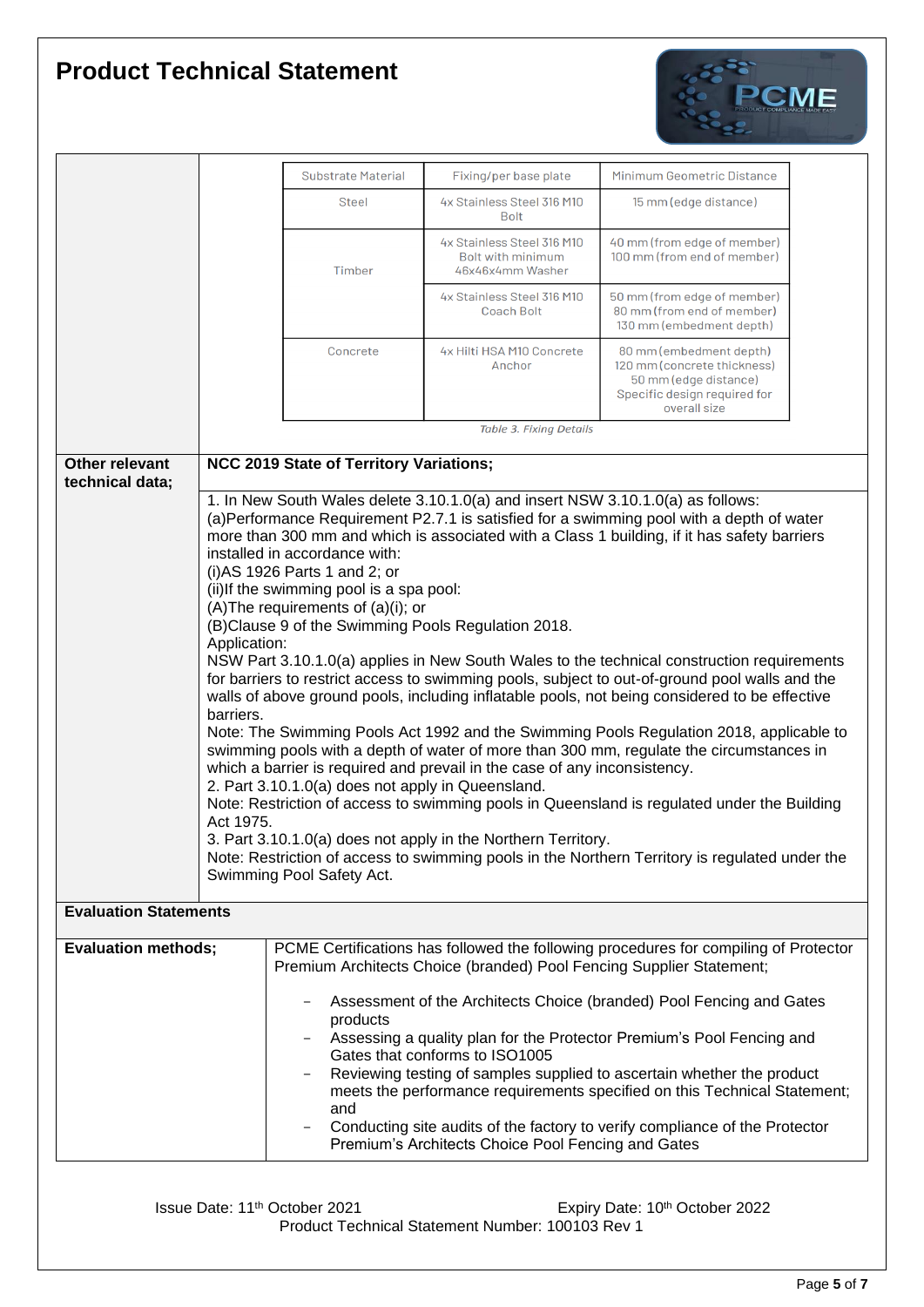# Product Technical Statement

| Substrate Material | Fixing/per base plate | Minimum Geometric Distance |
| --- | --- | --- |
| Steel | 4x Stainless Steel 316 M10 Bolt | 15 mm (edge distance) |
| Timber | 4x Stainless Steel 316 M10 Bolt with minimum 46x46x4mm Washer | 40 mm (from edge of member)<br>100 mm (from end of member) |
| | 4x Stainless Steel 316 M10 Coach Bolt | 50 mm (from edge of member)<br>80 mm (from end of member)<br>130 mm (embedment depth) |
| Concrete | 4x Hilti HSA M10 Concrete Anchor | 80 mm (embedment depth)<br>120 mm (concrete thickness)<br>50 mm (edge distance)<br>Specific design required for overall size |

*Table 3. Fixing Details*

**Other relevant technical data;**

**NCC 2019 State of Territory Variations;**

1. In New South Wales delete 3.10.1.0(a) and insert NSW 3.10.1.0(a) as follows:
(a)Performance Requirement P2.7.1 is satisfied for a swimming pool with a depth of water more than 300 mm and which is associated with a Class 1 building, if it has safety barriers installed in accordance with:
(i)AS 1926 Parts 1 and 2; or
(ii)If the swimming pool is a spa pool:
(A)The requirements of (a)(i); or
(B)Clause 9 of the Swimming Pools Regulation 2018.
Application:
NSW Part 3.10.1.0(a) applies in New South Wales to the technical construction requirements for barriers to restrict access to swimming pools, subject to out-of-ground pool walls and the walls of above ground pools, including inflatable pools, not being considered to be effective barriers.
Note: The Swimming Pools Act 1992 and the Swimming Pools Regulation 2018, applicable to swimming pools with a depth of water of more than 300 mm, regulate the circumstances in which a barrier is required and prevail in the case of any inconsistency.
2. Part 3.10.1.0(a) does not apply in Queensland.
Note: Restriction of access to swimming pools in Queensland is regulated under the Building Act 1975.
3. Part 3.10.1.0(a) does not apply in the Northern Territory.
Note: Restriction of access to swimming pools in the Northern Territory is regulated under the Swimming Pool Safety Act.

## Evaluation Statements

**Evaluation methods;**

PCME Certifications has followed the following procedures for compiling of Protector Premium Architects Choice (branded) Pool Fencing Supplier Statement;

- Assessment of the Architects Choice (branded) Pool Fencing and Gates products
- Assessing a quality plan for the Protector Premium's Pool Fencing and Gates that conforms to ISO1005
- Reviewing testing of samples supplied to ascertain whether the product meets the performance requirements specified on this Technical Statement; and
- Conducting site audits of the factory to verify compliance of the Protector Premium's Architects Choice Pool Fencing and Gates

Issue Date: 11th October 2021    Expiry Date: 10th October 2022
Product Technical Statement Number: 100103 Rev 1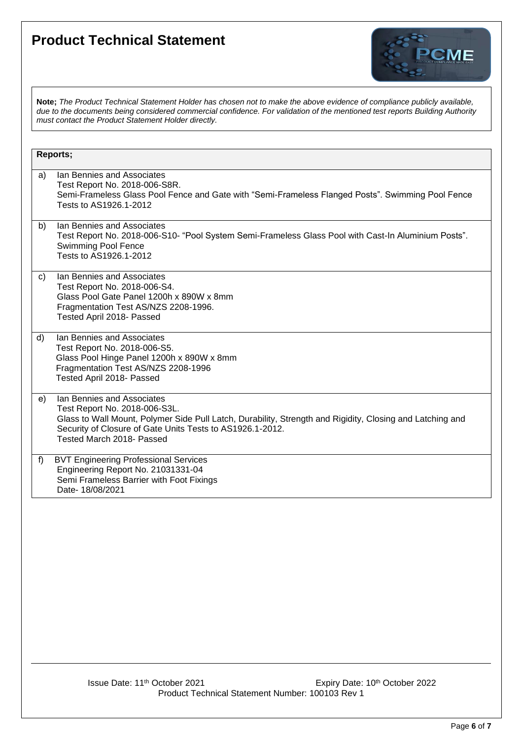# Product Technical Statement

**Note;** *The Product Technical Statement Holder has chosen not to make the above evidence of compliance publicly available, due to the documents being considered commercial confidence. For validation of the mentioned test reports Building Authority must contact the Product Statement Holder directly.*

**Reports;**

a) Ian Bennies and Associates
Test Report No. 2018-006-S8R.
Semi-Frameless Glass Pool Fence and Gate with "Semi-Frameless Flanged Posts". Swimming Pool Fence Tests to AS1926.1-2012

b) Ian Bennies and Associates
Test Report No. 2018-006-S10- "Pool System Semi-Frameless Glass Pool with Cast-In Aluminium Posts". Swimming Pool Fence
Tests to AS1926.1-2012

c) Ian Bennies and Associates
Test Report No. 2018-006-S4.
Glass Pool Gate Panel 1200h x 890W x 8mm
Fragmentation Test AS/NZS 2208-1996.
Tested April 2018- Passed

d) Ian Bennies and Associates
Test Report No. 2018-006-S5.
Glass Pool Hinge Panel 1200h x 890W x 8mm
Fragmentation Test AS/NZS 2208-1996
Tested April 2018- Passed

e) Ian Bennies and Associates
Test Report No. 2018-006-S3L.
Glass to Wall Mount, Polymer Side Pull Latch, Durability, Strength and Rigidity, Closing and Latching and Security of Closure of Gate Units Tests to AS1926.1-2012.
Tested March 2018- Passed

f) BVT Engineering Professional Services
Engineering Report No. 21031331-04
Semi Frameless Barrier with Foot Fixings
Date- 18/08/2021

Issue Date: 11th October 2021 Expiry Date: 10th October 2022
Product Technical Statement Number: 100103 Rev 1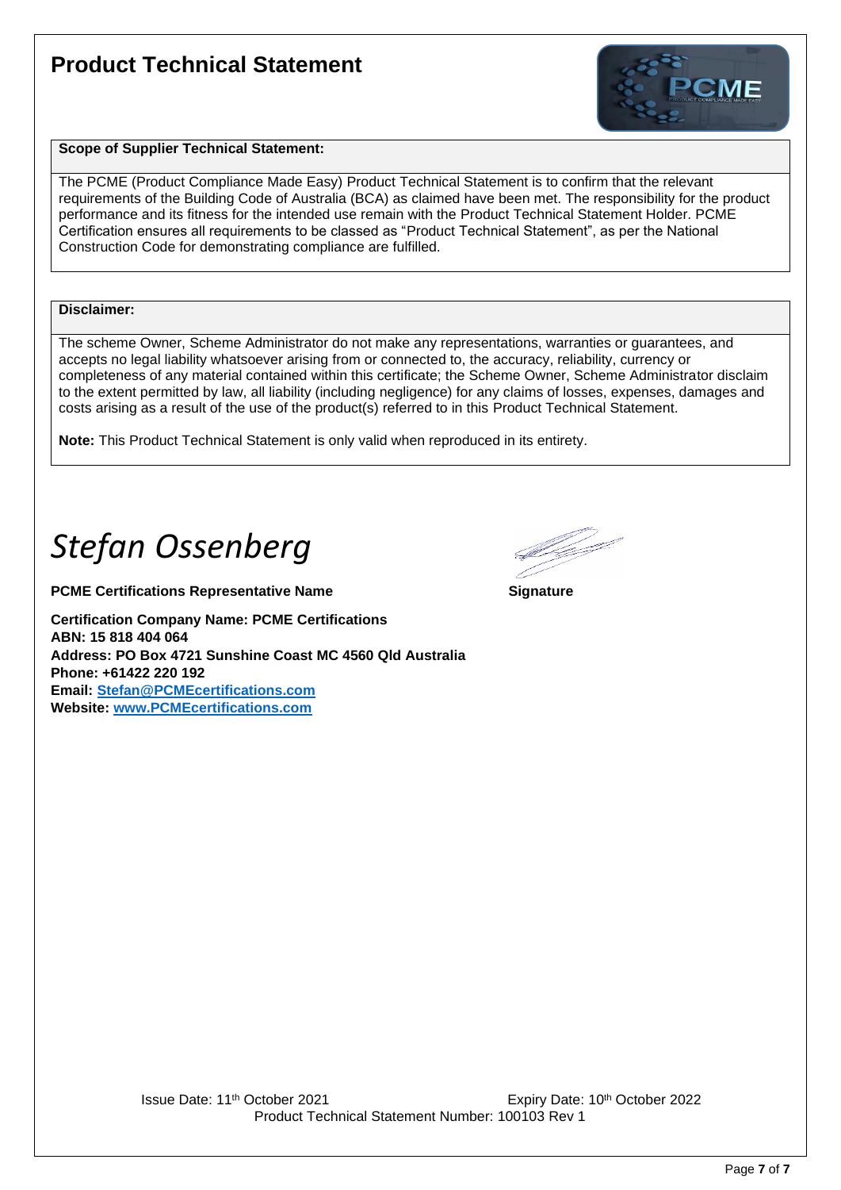# Product Technical Statement

**Scope of Supplier Technical Statement:**

The PCME (Product Compliance Made Easy) Product Technical Statement is to confirm that the relevant requirements of the Building Code of Australia (BCA) as claimed have been met. The responsibility for the product performance and its fitness for the intended use remain with the Product Technical Statement Holder. PCME Certification ensures all requirements to be classed as "Product Technical Statement", as per the National Construction Code for demonstrating compliance are fulfilled.

**Disclaimer:**

The scheme Owner, Scheme Administrator do not make any representations, warranties or guarantees, and accepts no legal liability whatsoever arising from or connected to, the accuracy, reliability, currency or completeness of any material contained within this certificate; the Scheme Owner, Scheme Administrator disclaim to the extent permitted by law, all liability (including negligence) for any claims of losses, expenses, damages and costs arising as a result of the use of the product(s) referred to in this Product Technical Statement.

**Note:** This Product Technical Statement is only valid when reproduced in its entirety.

*Stefan Ossenberg*

**PCME Certifications Representative Name**

**Signature**

**Certification Company Name: PCME Certifications**
**ABN: 15 818 404 064**
**Address: PO Box 4721 Sunshine Coast MC 4560 Qld Australia**
**Phone: +61422 220 192**
**Email: Stefan@PCMEcertifications.com**
**Website: www.PCMEcertifications.com**

Issue Date: 11th October 2021 Expiry Date: 10th October 2022
Product Technical Statement Number: 100103 Rev 1